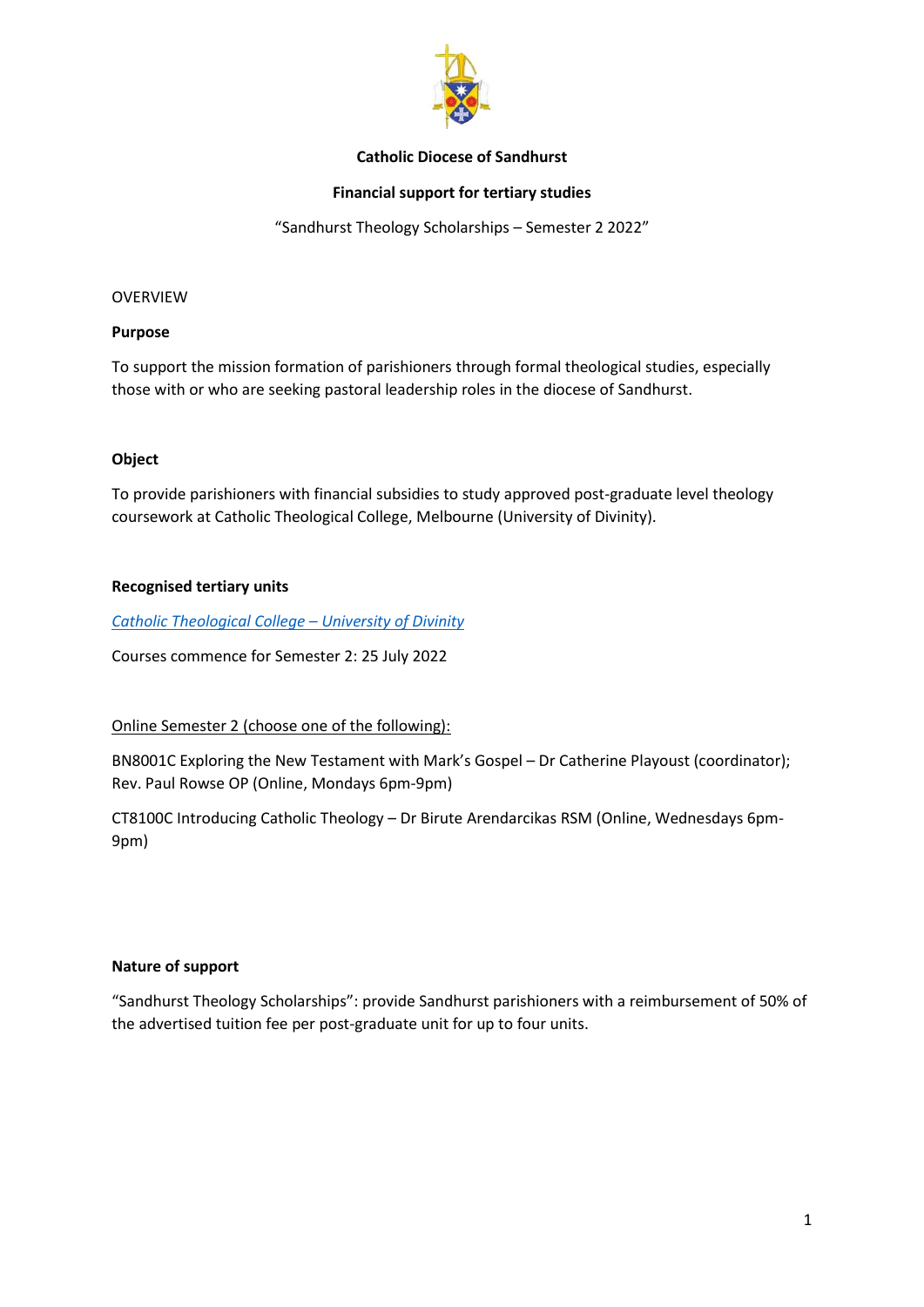**Catholic Diocese of Sandhurst**

**Financial support for tertiary studies**

"Sandhurst Theology Scholarships – Semester 2 2022"

OVERVIEW

**Purpose**

To support the mission formation of parishioners through formal theological studies, especially those with or who are seeking pastoral leadership roles in the diocese of Sandhurst.

**Object**

To provide parishioners with financial subsidies to study approved post-graduate level theology coursework at Catholic Theological College, Melbourne (University of Divinity).

**Recognised tertiary units**

*Catholic Theological College – University of Divinity*

Courses commence for Semester 2: 25 July 2022

Online Semester 2 (choose one of the following):

BN8001C Exploring the New Testament with Mark's Gospel – Dr Catherine Playoust (coordinator); Rev. Paul Rowse OP (Online, Mondays 6pm-9pm)

CT8100C Introducing Catholic Theology – Dr Birute Arendarcikas RSM (Online, Wednesdays 6pm-9pm)

**Nature of support**

"Sandhurst Theology Scholarships": provide Sandhurst parishioners with a reimbursement of 50% of the advertised tuition fee per post-graduate unit for up to four units.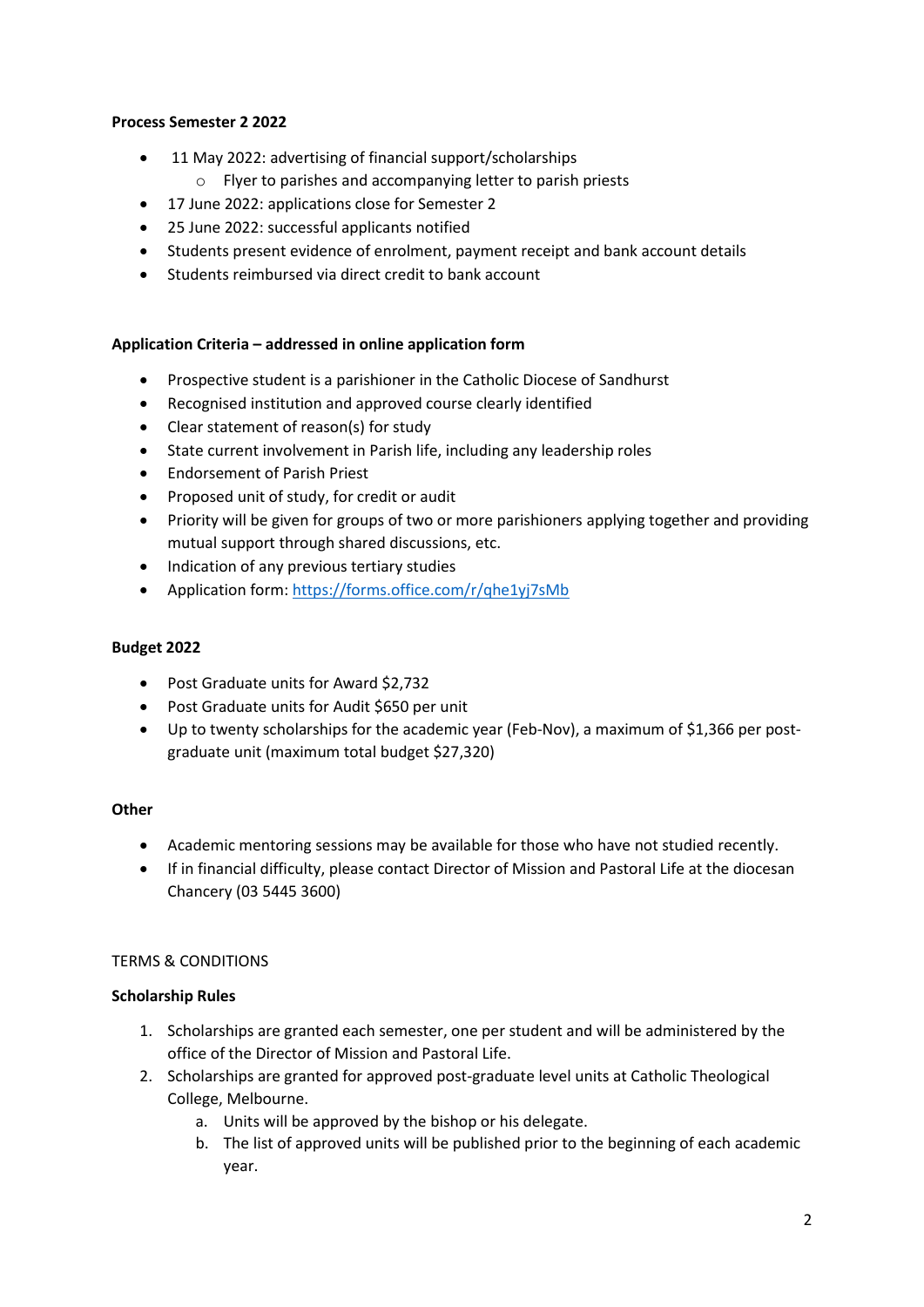**Process Semester 2 2022**

- 11 May 2022: advertising of financial support/scholarships
  - Flyer to parishes and accompanying letter to parish priests
- 17 June 2022: applications close for Semester 2
- 25 June 2022: successful applicants notified
- Students present evidence of enrolment, payment receipt and bank account details
- Students reimbursed via direct credit to bank account

**Application Criteria – addressed in online application form**

- Prospective student is a parishioner in the Catholic Diocese of Sandhurst
- Recognised institution and approved course clearly identified
- Clear statement of reason(s) for study
- State current involvement in Parish life, including any leadership roles
- Endorsement of Parish Priest
- Proposed unit of study, for credit or audit
- Priority will be given for groups of two or more parishioners applying together and providing mutual support through shared discussions, etc.
- Indication of any previous tertiary studies
- Application form: https://forms.office.com/r/qhe1yj7sMb

**Budget 2022**

- Post Graduate units for Award $2,732
- Post Graduate units for Audit $650 per unit
- Up to twenty scholarships for the academic year (Feb-Nov), a maximum of $1,366 per post-graduate unit (maximum total budget $27,320)

**Other**

- Academic mentoring sessions may be available for those who have not studied recently.
- If in financial difficulty, please contact Director of Mission and Pastoral Life at the diocesan Chancery (03 5445 3600)

TERMS & CONDITIONS

**Scholarship Rules**

1. Scholarships are granted each semester, one per student and will be administered by the office of the Director of Mission and Pastoral Life.
2. Scholarships are granted for approved post-graduate level units at Catholic Theological College, Melbourne.
   a. Units will be approved by the bishop or his delegate.
   b. The list of approved units will be published prior to the beginning of each academic year.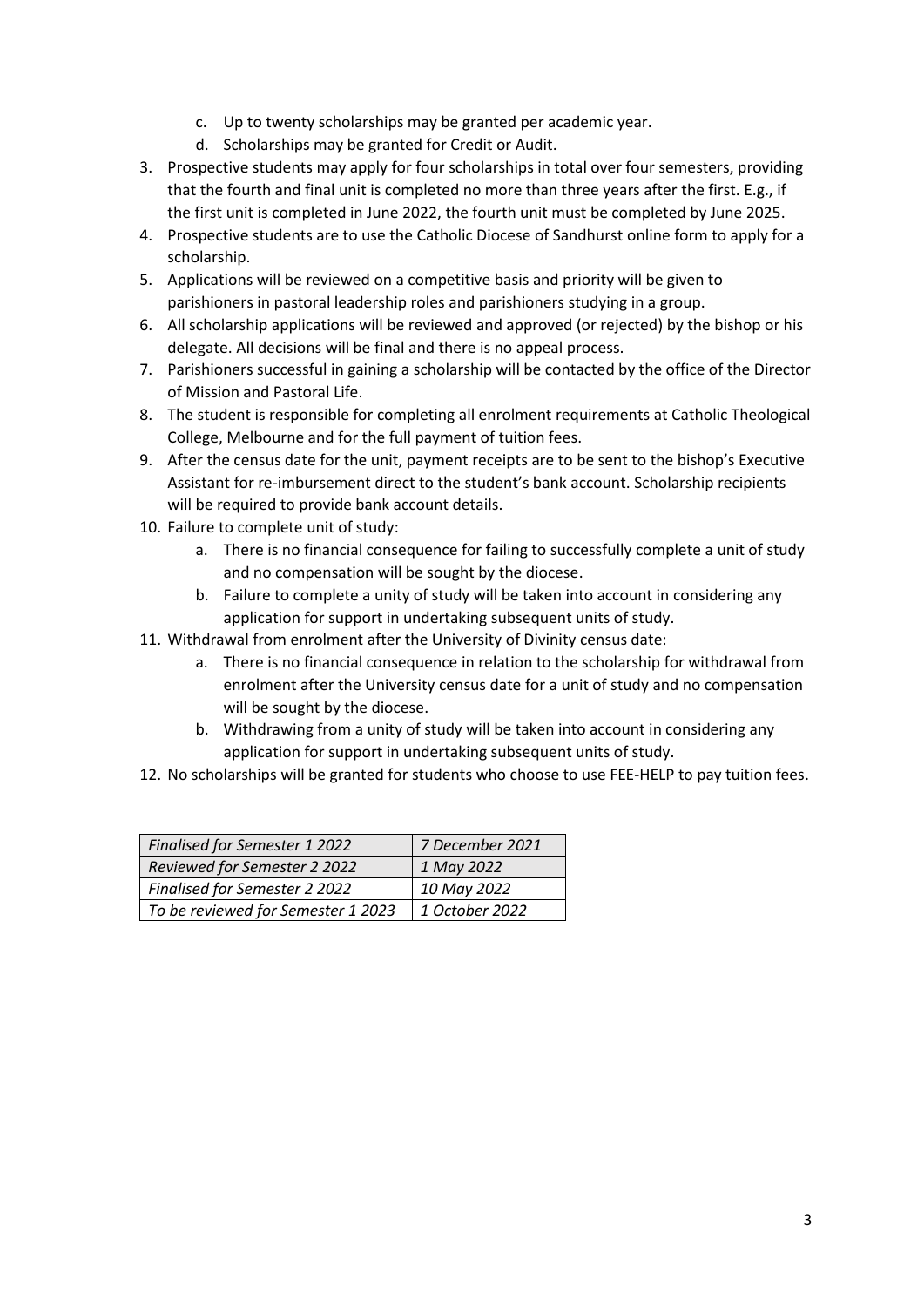c. Up to twenty scholarships may be granted per academic year.
   d. Scholarships may be granted for Credit or Audit.
3. Prospective students may apply for four scholarships in total over four semesters, providing that the fourth and final unit is completed no more than three years after the first. E.g., if the first unit is completed in June 2022, the fourth unit must be completed by June 2025.
4. Prospective students are to use the Catholic Diocese of Sandhurst online form to apply for a scholarship.
5. Applications will be reviewed on a competitive basis and priority will be given to parishioners in pastoral leadership roles and parishioners studying in a group.
6. All scholarship applications will be reviewed and approved (or rejected) by the bishop or his delegate. All decisions will be final and there is no appeal process.
7. Parishioners successful in gaining a scholarship will be contacted by the office of the Director of Mission and Pastoral Life.
8. The student is responsible for completing all enrolment requirements at Catholic Theological College, Melbourne and for the full payment of tuition fees.
9. After the census date for the unit, payment receipts are to be sent to the bishop's Executive Assistant for re-imbursement direct to the student's bank account. Scholarship recipients will be required to provide bank account details.
10. Failure to complete unit of study:
    a. There is no financial consequence for failing to successfully complete a unit of study and no compensation will be sought by the diocese.
    b. Failure to complete a unity of study will be taken into account in considering any application for support in undertaking subsequent units of study.
11. Withdrawal from enrolment after the University of Divinity census date:
    a. There is no financial consequence in relation to the scholarship for withdrawal from enrolment after the University census date for a unit of study and no compensation will be sought by the diocese.
    b. Withdrawing from a unity of study will be taken into account in considering any application for support in undertaking subsequent units of study.
12. No scholarships will be granted for students who choose to use FEE-HELP to pay tuition fees.

| | |
|---|---|
| *Finalised for Semester 1 2022* | *7 December 2021* |
| *Reviewed for Semester 2 2022* | *1 May 2022* |
| *Finalised for Semester 2 2022* | *10 May 2022* |
| *To be reviewed for Semester 1 2023* | *1 October 2022* |